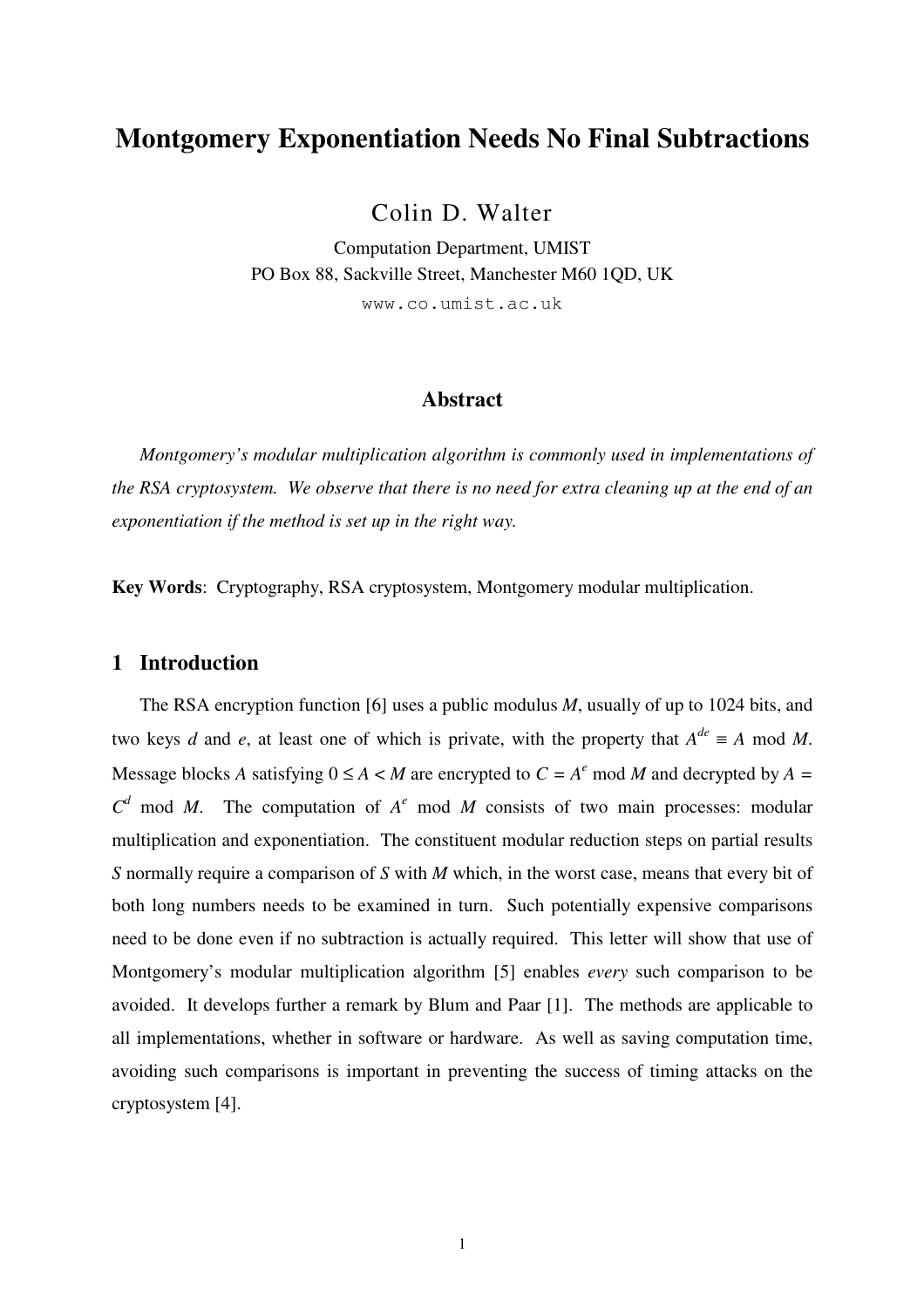# Montgomery Exponentiation Needs No Final Subtractions

Colin D. Walter

Computation Department, UMIST
PO Box 88, Sackville Street, Manchester M60 1QD, UK
www.co.umist.ac.uk

### Abstract

*Montgomery's modular multiplication algorithm is commonly used in implementations of the RSA cryptosystem. We observe that there is no need for extra cleaning up at the end of an exponentiation if the method is set up in the right way.*

**Key Words**: Cryptography, RSA cryptosystem, Montgomery modular multiplication.

## 1 Introduction

The RSA encryption function [6] uses a public modulus $M$, usually of up to 1024 bits, and two keys $d$ and $e$, at least one of which is private, with the property that $A^{de} \equiv A \bmod M$. Message blocks $A$ satisfying $0 \le A < M$ are encrypted to $C = A^e \bmod M$ and decrypted by $A = C^d \bmod M$. The computation of $A^e \bmod M$ consists of two main processes: modular multiplication and exponentiation. The constituent modular reduction steps on partial results $S$ normally require a comparison of $S$ with $M$ which, in the worst case, means that every bit of both long numbers needs to be examined in turn. Such potentially expensive comparisons need to be done even if no subtraction is actually required. This letter will show that use of Montgomery's modular multiplication algorithm [5] enables *every* such comparison to be avoided. It develops further a remark by Blum and Paar [1]. The methods are applicable to all implementations, whether in software or hardware. As well as saving computation time, avoiding such comparisons is important in preventing the success of timing attacks on the cryptosystem [4].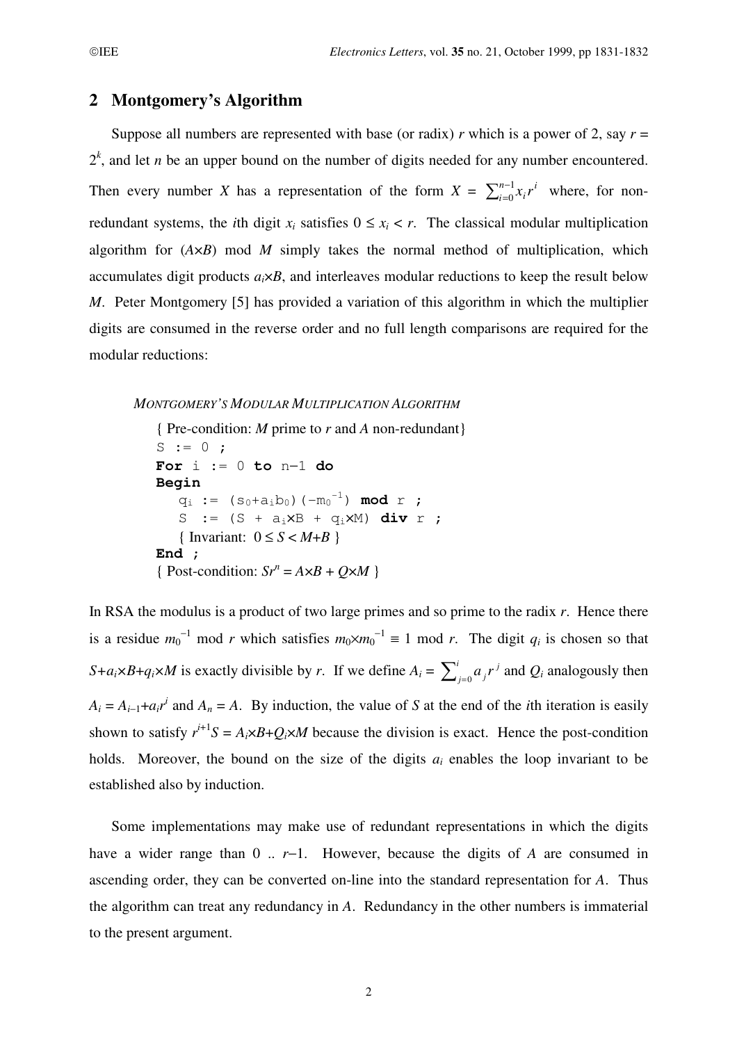## 2 Montgomery's Algorithm

Suppose all numbers are represented with base (or radix) $r$ which is a power of 2, say $r = 2^k$, and let $n$ be an upper bound on the number of digits needed for any number encountered. Then every number $X$ has a representation of the form $X = \sum_{i=0}^{n-1} x_i r^i$ where, for non-redundant systems, the $i$th digit $x_i$ satisfies $0 \le x_i < r$. The classical modular multiplication algorithm for $(A \times B)$ mod $M$ simply takes the normal method of multiplication, which accumulates digit products $a_i \times B$, and interleaves modular reductions to keep the result below $M$. Peter Montgomery [5] has provided a variation of this algorithm in which the multiplier digits are consumed in the reverse order and no full length comparisons are required for the modular reductions:

*MONTGOMERY'S MODULAR MULTIPLICATION ALGORITHM*

```
{ Pre-condition: M prime to r and A non-redundant}
S := 0 ;
For i := 0 to n−1 do
Begin
   q_i := (s_0+a_i b_0)(−m_0^(−1)) mod r ;
   S := (S + a_i×B + q_i×M) div r ;
   { Invariant: 0 ≤ S < M+B }
End ;
{ Post-condition: S r^n = A×B + Q×M }
```

In RSA the modulus is a product of two large primes and so prime to the radix $r$. Hence there is a residue $m_0^{-1}$ mod $r$ which satisfies $m_0 \times m_0^{-1} \equiv 1$ mod $r$. The digit $q_i$ is chosen so that $S + a_i \times B + q_i \times M$ is exactly divisible by $r$. If we define $A_i = \sum_{j=0}^{i} a_j r^j$ and $Q_i$ analogously then $A_i = A_{i-1} + a_i r^i$ and $A_n = A$. By induction, the value of $S$ at the end of the $i$th iteration is easily shown to satisfy $r^{i+1} S = A_i \times B + Q_i \times M$ because the division is exact. Hence the post-condition holds. Moreover, the bound on the size of the digits $a_i$ enables the loop invariant to be established also by induction.

Some implementations may make use of redundant representations in which the digits have a wider range than $0 \,..\, r-1$. However, because the digits of $A$ are consumed in ascending order, they can be converted on-line into the standard representation for $A$. Thus the algorithm can treat any redundancy in $A$. Redundancy in the other numbers is immaterial to the present argument.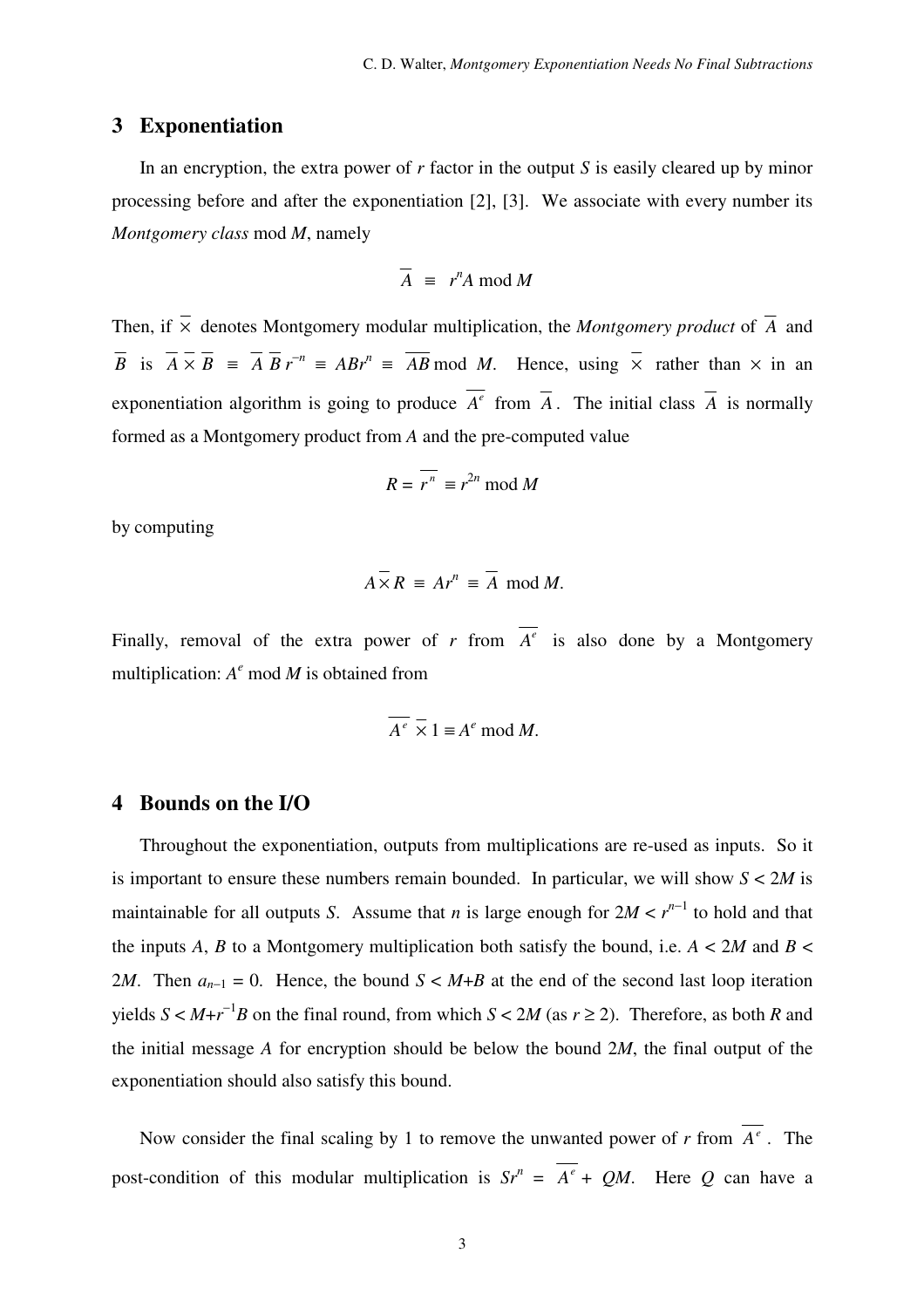## 3 Exponentiation

In an encryption, the extra power of $r$ factor in the output $S$ is easily cleared up by minor processing before and after the exponentiation [2], [3]. We associate with every number its *Montgomery class* mod $M$, namely

$$\overline{A} \;\equiv\; r^n A \bmod M$$

Then, if $\overline{\times}$ denotes Montgomery modular multiplication, the *Montgomery product* of $\overline{A}$ and $\overline{B}$ is $\overline{A} \,\overline{\times}\, \overline{B} \;\equiv\; \overline{A}\,\overline{B}\,r^{-n} \;\equiv\; ABr^n \;\equiv\; \overline{AB} \bmod M$. Hence, using $\overline{\times}$ rather than $\times$ in an exponentiation algorithm is going to produce $\overline{A^e}$ from $\overline{A}$. The initial class $\overline{A}$ is normally formed as a Montgomery product from $A$ and the pre-computed value

$$R = \overline{r^n} \equiv r^{2n} \bmod M$$

by computing

$$A \,\overline{\times}\, R \;\equiv\; Ar^n \;\equiv\; \overline{A} \bmod M.$$

Finally, removal of the extra power of $r$ from $\overline{A^e}$ is also done by a Montgomery multiplication: $A^e \bmod M$ is obtained from

$$\overline{A^e} \,\overline{\times}\, 1 \equiv A^e \bmod M.$$

## 4 Bounds on the I/O

Throughout the exponentiation, outputs from multiplications are re-used as inputs. So it is important to ensure these numbers remain bounded. In particular, we will show $S < 2M$ is maintainable for all outputs $S$. Assume that $n$ is large enough for $2M < r^{n-1}$ to hold and that the inputs $A$, $B$ to a Montgomery multiplication both satisfy the bound, i.e. $A < 2M$ and $B < 2M$. Then $a_{n-1} = 0$. Hence, the bound $S < M+B$ at the end of the second last loop iteration yields $S < M+r^{-1}B$ on the final round, from which $S < 2M$ (as $r \geq 2$). Therefore, as both $R$ and the initial message $A$ for encryption should be below the bound $2M$, the final output of the exponentiation should also satisfy this bound.

Now consider the final scaling by 1 to remove the unwanted power of $r$ from $\overline{A^e}$. The post-condition of this modular multiplication is $Sr^n = \overline{A^e} + QM$. Here $Q$ can have a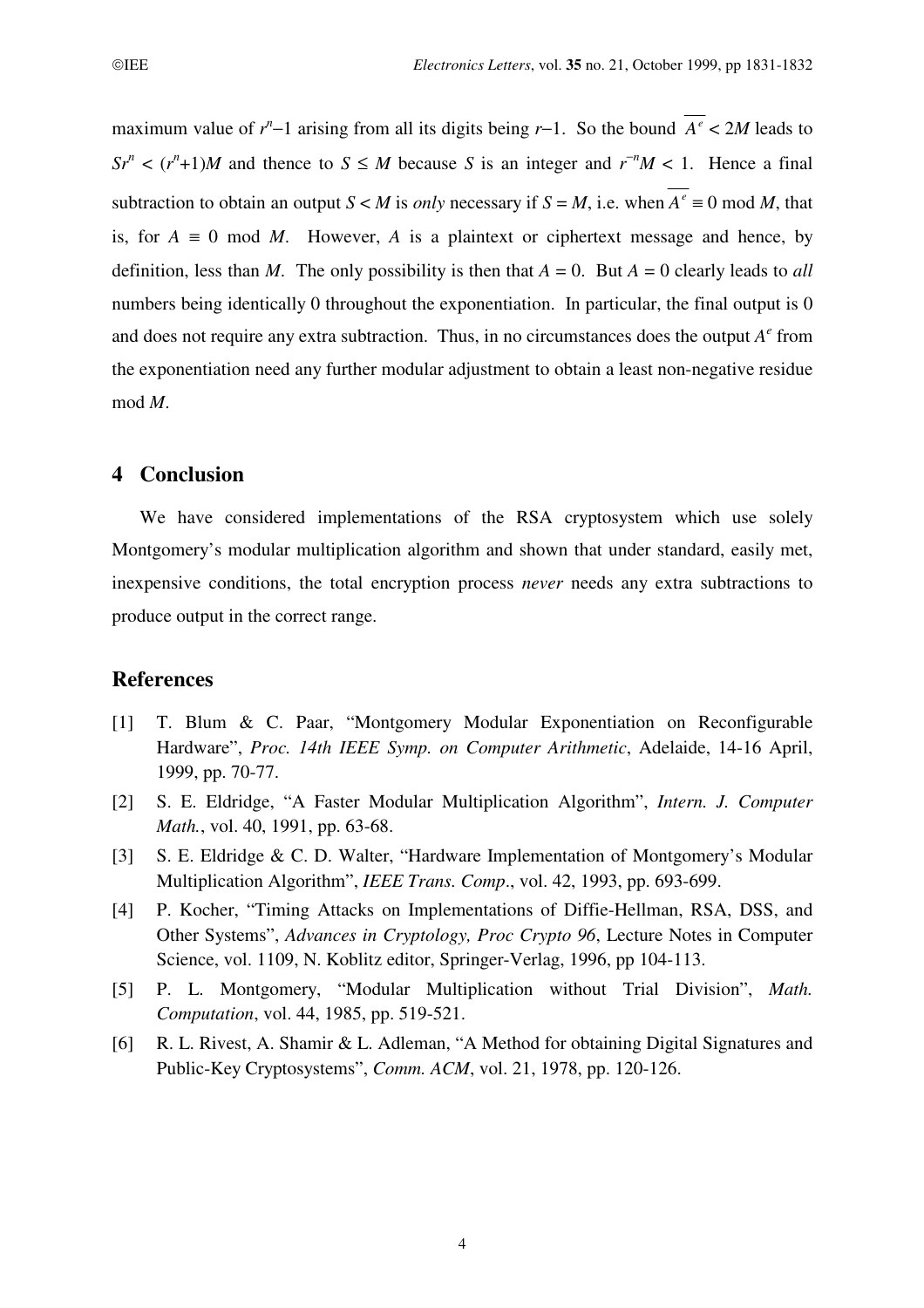maximum value of $r^n-1$ arising from all its digits being $r-1$. So the bound $\overline{A^e} < 2M$ leads to $Sr^n < (r^n+1)M$ and thence to $S \le M$ because $S$ is an integer and $r^{-n}M < 1$. Hence a final subtraction to obtain an output $S < M$ is *only* necessary if $S = M$, i.e. when $\overline{A^e} \equiv 0 \bmod M$, that is, for $A \equiv 0 \bmod M$. However, $A$ is a plaintext or ciphertext message and hence, by definition, less than $M$. The only possibility is then that $A = 0$. But $A = 0$ clearly leads to *all* numbers being identically 0 throughout the exponentiation. In particular, the final output is 0 and does not require any extra subtraction. Thus, in no circumstances does the output $A^e$ from the exponentiation need any further modular adjustment to obtain a least non-negative residue mod $M$.

## 4 Conclusion

We have considered implementations of the RSA cryptosystem which use solely Montgomery's modular multiplication algorithm and shown that under standard, easily met, inexpensive conditions, the total encryption process *never* needs any extra subtractions to produce output in the correct range.

## References

[1] T. Blum & C. Paar, "Montgomery Modular Exponentiation on Reconfigurable Hardware", *Proc. 14th IEEE Symp. on Computer Arithmetic*, Adelaide, 14-16 April, 1999, pp. 70-77.

[2] S. E. Eldridge, "A Faster Modular Multiplication Algorithm", *Intern. J. Computer Math.*, vol. 40, 1991, pp. 63-68.

[3] S. E. Eldridge & C. D. Walter, "Hardware Implementation of Montgomery's Modular Multiplication Algorithm", *IEEE Trans. Comp.*, vol. 42, 1993, pp. 693-699.

[4] P. Kocher, "Timing Attacks on Implementations of Diffie-Hellman, RSA, DSS, and Other Systems", *Advances in Cryptology, Proc Crypto 96*, Lecture Notes in Computer Science, vol. 1109, N. Koblitz editor, Springer-Verlag, 1996, pp 104-113.

[5] P. L. Montgomery, "Modular Multiplication without Trial Division", *Math. Computation*, vol. 44, 1985, pp. 519-521.

[6] R. L. Rivest, A. Shamir & L. Adleman, "A Method for obtaining Digital Signatures and Public-Key Cryptosystems", *Comm. ACM*, vol. 21, 1978, pp. 120-126.